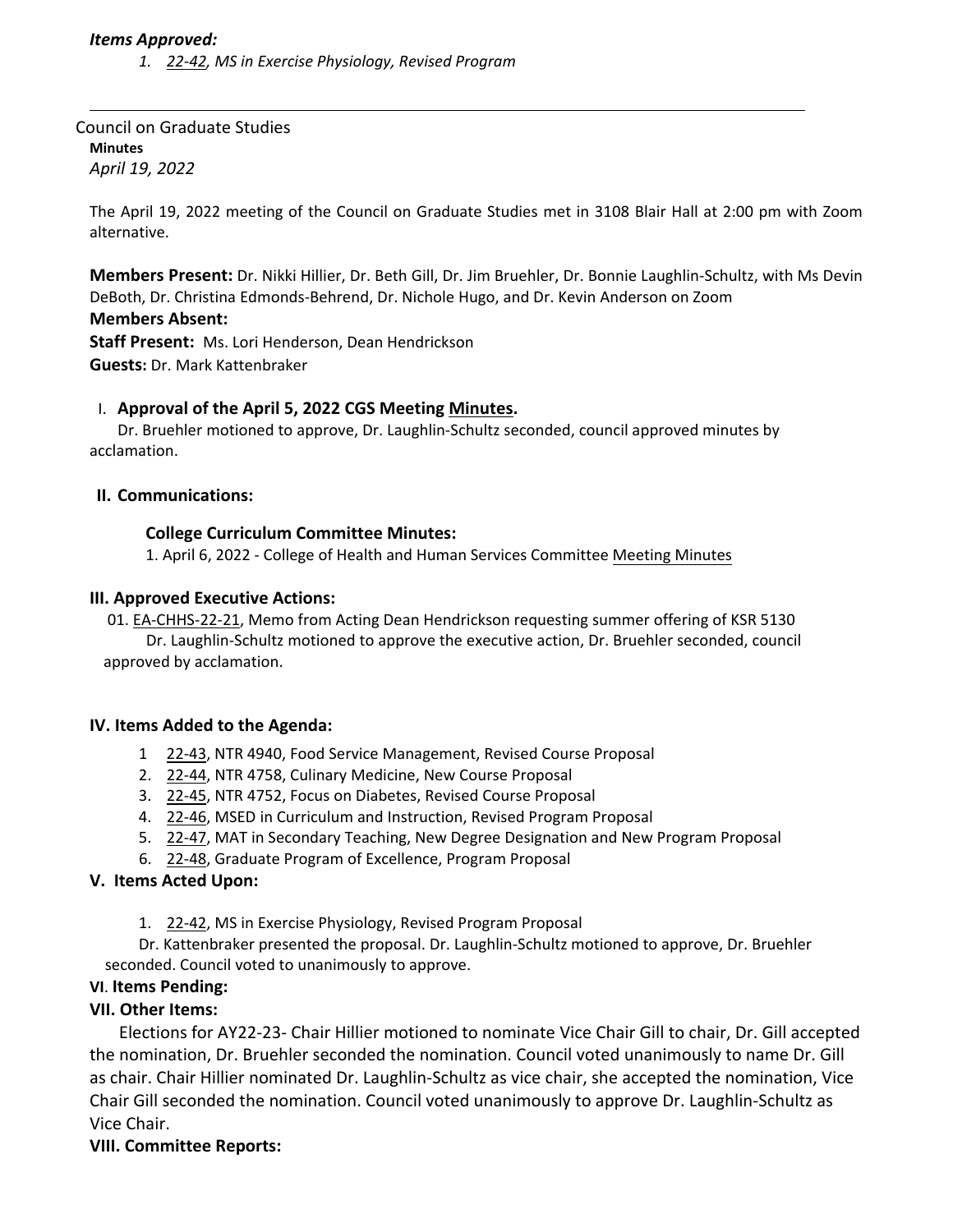***Items Approved:***

1. *22-42, MS in Exercise Physiology, Revised Program*

---

Council on Graduate Studies
**Minutes**
*April 19, 2022*

The April 19, 2022 meeting of the Council on Graduate Studies met in 3108 Blair Hall at 2:00 pm with Zoom alternative.

**Members Present:** Dr. Nikki Hillier, Dr. Beth Gill, Dr. Jim Bruehler, Dr. Bonnie Laughlin-Schultz, with Ms Devin DeBoth, Dr. Christina Edmonds-Behrend, Dr. Nichole Hugo, and Dr. Kevin Anderson on Zoom
**Members Absent:**
**Staff Present:** Ms. Lori Henderson, Dean Hendrickson
**Guests:** Dr. Mark Kattenbraker

## I. Approval of the April 5, 2022 CGS Meeting Minutes.

Dr. Bruehler motioned to approve, Dr. Laughlin-Schultz seconded, council approved minutes by acclamation.

## II. Communications:

**College Curriculum Committee Minutes:**

1. April 6, 2022 - College of Health and Human Services Committee Meeting Minutes

## III. Approved Executive Actions:

01. EA-CHHS-22-21, Memo from Acting Dean Hendrickson requesting summer offering of KSR 5130
Dr. Laughlin-Schultz motioned to approve the executive action, Dr. Bruehler seconded, council approved by acclamation.

## IV. Items Added to the Agenda:

1. 22-43, NTR 4940, Food Service Management, Revised Course Proposal
2. 22-44, NTR 4758, Culinary Medicine, New Course Proposal
3. 22-45, NTR 4752, Focus on Diabetes, Revised Course Proposal
4. 22-46, MSED in Curriculum and Instruction, Revised Program Proposal
5. 22-47, MAT in Secondary Teaching, New Degree Designation and New Program Proposal
6. 22-48, Graduate Program of Excellence, Program Proposal

## V. Items Acted Upon:

1. 22-42, MS in Exercise Physiology, Revised Program Proposal

Dr. Kattenbraker presented the proposal. Dr. Laughlin-Schultz motioned to approve, Dr. Bruehler seconded. Council voted to unanimously to approve.

## VI. Items Pending:

## VII. Other Items:

Elections for AY22-23- Chair Hillier motioned to nominate Vice Chair Gill to chair, Dr. Gill accepted the nomination, Dr. Bruehler seconded the nomination. Council voted unanimously to name Dr. Gill as chair. Chair Hillier nominated Dr. Laughlin-Schultz as vice chair, she accepted the nomination, Vice Chair Gill seconded the nomination. Council voted unanimously to approve Dr. Laughlin-Schultz as Vice Chair.

## VIII. Committee Reports: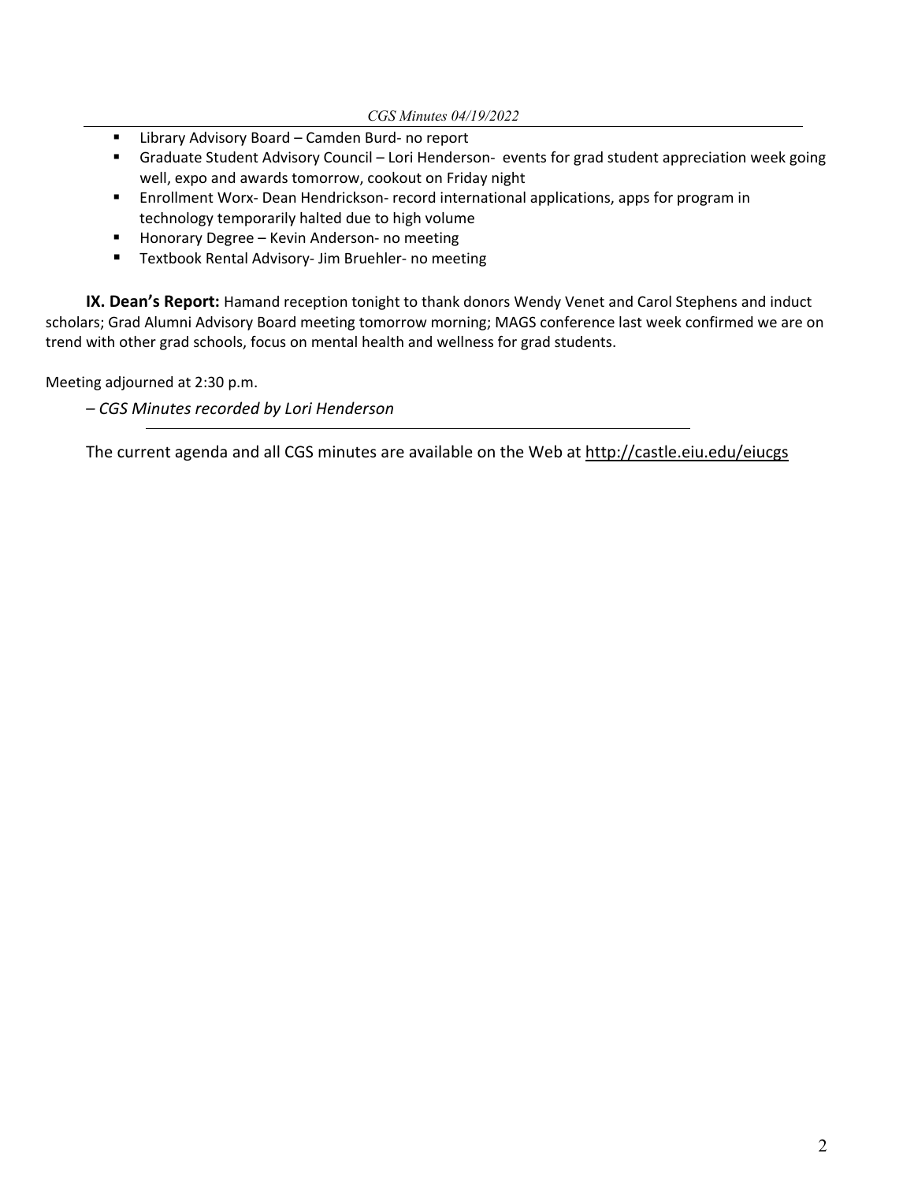- Library Advisory Board – Camden Burd- no report
- Graduate Student Advisory Council – Lori Henderson- events for grad student appreciation week going well, expo and awards tomorrow, cookout on Friday night
- Enrollment Worx- Dean Hendrickson- record international applications, apps for program in technology temporarily halted due to high volume
- Honorary Degree – Kevin Anderson- no meeting
- Textbook Rental Advisory- Jim Bruehler- no meeting

**IX. Dean's Report:** Hamand reception tonight to thank donors Wendy Venet and Carol Stephens and induct scholars; Grad Alumni Advisory Board meeting tomorrow morning; MAGS conference last week confirmed we are on trend with other grad schools, focus on mental health and wellness for grad students.

Meeting adjourned at 2:30 p.m.

*– CGS Minutes recorded by Lori Henderson*

---

The current agenda and all CGS minutes are available on the Web at http://castle.eiu.edu/eiucgs